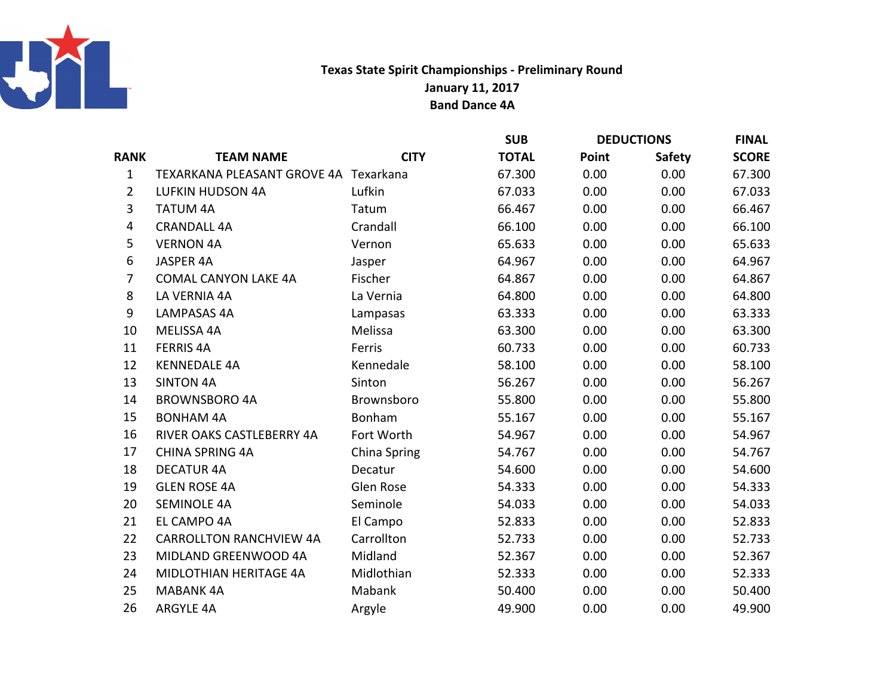# Texas State Spirit Championships - Preliminary Round

**January 11, 2017**

**Band Dance 4A**

| RANK | TEAM NAME | CITY | SUB TOTAL | DEDUCTIONS Point | DEDUCTIONS Safety | FINAL SCORE |
|---|---|---|---|---|---|---|
| 1 | TEXARKANA PLEASANT GROVE 4A | Texarkana | 67.300 | 0.00 | 0.00 | 67.300 |
| 2 | LUFKIN HUDSON 4A | Lufkin | 67.033 | 0.00 | 0.00 | 67.033 |
| 3 | TATUM 4A | Tatum | 66.467 | 0.00 | 0.00 | 66.467 |
| 4 | CRANDALL 4A | Crandall | 66.100 | 0.00 | 0.00 | 66.100 |
| 5 | VERNON 4A | Vernon | 65.633 | 0.00 | 0.00 | 65.633 |
| 6 | JASPER 4A | Jasper | 64.967 | 0.00 | 0.00 | 64.967 |
| 7 | COMAL CANYON LAKE 4A | Fischer | 64.867 | 0.00 | 0.00 | 64.867 |
| 8 | LA VERNIA 4A | La Vernia | 64.800 | 0.00 | 0.00 | 64.800 |
| 9 | LAMPASAS 4A | Lampasas | 63.333 | 0.00 | 0.00 | 63.333 |
| 10 | MELISSA 4A | Melissa | 63.300 | 0.00 | 0.00 | 63.300 |
| 11 | FERRIS 4A | Ferris | 60.733 | 0.00 | 0.00 | 60.733 |
| 12 | KENNEDALE 4A | Kennedale | 58.100 | 0.00 | 0.00 | 58.100 |
| 13 | SINTON 4A | Sinton | 56.267 | 0.00 | 0.00 | 56.267 |
| 14 | BROWNSBORO 4A | Brownsboro | 55.800 | 0.00 | 0.00 | 55.800 |
| 15 | BONHAM 4A | Bonham | 55.167 | 0.00 | 0.00 | 55.167 |
| 16 | RIVER OAKS CASTLEBERRY 4A | Fort Worth | 54.967 | 0.00 | 0.00 | 54.967 |
| 17 | CHINA SPRING 4A | China Spring | 54.767 | 0.00 | 0.00 | 54.767 |
| 18 | DECATUR 4A | Decatur | 54.600 | 0.00 | 0.00 | 54.600 |
| 19 | GLEN ROSE 4A | Glen Rose | 54.333 | 0.00 | 0.00 | 54.333 |
| 20 | SEMINOLE 4A | Seminole | 54.033 | 0.00 | 0.00 | 54.033 |
| 21 | EL CAMPO 4A | El Campo | 52.833 | 0.00 | 0.00 | 52.833 |
| 22 | CARROLLTON RANCHVIEW 4A | Carrollton | 52.733 | 0.00 | 0.00 | 52.733 |
| 23 | MIDLAND GREENWOOD 4A | Midland | 52.367 | 0.00 | 0.00 | 52.367 |
| 24 | MIDLOTHIAN HERITAGE 4A | Midlothian | 52.333 | 0.00 | 0.00 | 52.333 |
| 25 | MABANK 4A | Mabank | 50.400 | 0.00 | 0.00 | 50.400 |
| 26 | ARGYLE 4A | Argyle | 49.900 | 0.00 | 0.00 | 49.900 |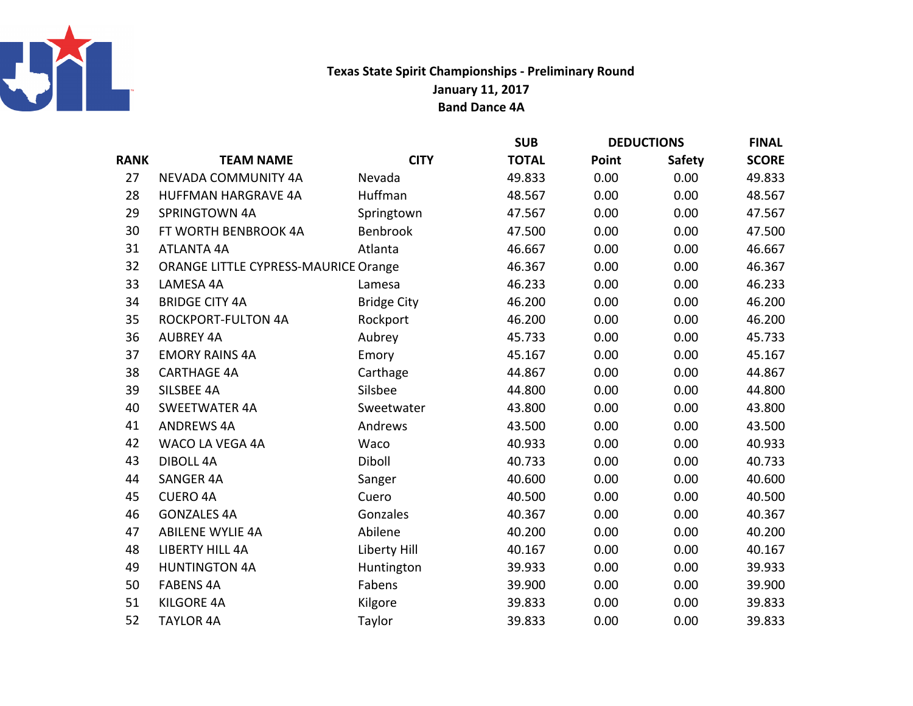**Texas State Spirit Championships - Preliminary Round**
**January 11, 2017**
**Band Dance 4A**

| RANK | TEAM NAME | CITY | SUB TOTAL | DEDUCTIONS Point | DEDUCTIONS Safety | FINAL SCORE |
|---|---|---|---|---|---|---|
| 27 | NEVADA COMMUNITY 4A | Nevada | 49.833 | 0.00 | 0.00 | 49.833 |
| 28 | HUFFMAN HARGRAVE 4A | Huffman | 48.567 | 0.00 | 0.00 | 48.567 |
| 29 | SPRINGTOWN 4A | Springtown | 47.567 | 0.00 | 0.00 | 47.567 |
| 30 | FT WORTH BENBROOK 4A | Benbrook | 47.500 | 0.00 | 0.00 | 47.500 |
| 31 | ATLANTA 4A | Atlanta | 46.667 | 0.00 | 0.00 | 46.667 |
| 32 | ORANGE LITTLE CYPRESS-MAURICE | Orange | 46.367 | 0.00 | 0.00 | 46.367 |
| 33 | LAMESA 4A | Lamesa | 46.233 | 0.00 | 0.00 | 46.233 |
| 34 | BRIDGE CITY 4A | Bridge City | 46.200 | 0.00 | 0.00 | 46.200 |
| 35 | ROCKPORT-FULTON 4A | Rockport | 46.200 | 0.00 | 0.00 | 46.200 |
| 36 | AUBREY 4A | Aubrey | 45.733 | 0.00 | 0.00 | 45.733 |
| 37 | EMORY RAINS 4A | Emory | 45.167 | 0.00 | 0.00 | 45.167 |
| 38 | CARTHAGE 4A | Carthage | 44.867 | 0.00 | 0.00 | 44.867 |
| 39 | SILSBEE 4A | Silsbee | 44.800 | 0.00 | 0.00 | 44.800 |
| 40 | SWEETWATER 4A | Sweetwater | 43.800 | 0.00 | 0.00 | 43.800 |
| 41 | ANDREWS 4A | Andrews | 43.500 | 0.00 | 0.00 | 43.500 |
| 42 | WACO LA VEGA 4A | Waco | 40.933 | 0.00 | 0.00 | 40.933 |
| 43 | DIBOLL 4A | Diboll | 40.733 | 0.00 | 0.00 | 40.733 |
| 44 | SANGER 4A | Sanger | 40.600 | 0.00 | 0.00 | 40.600 |
| 45 | CUERO 4A | Cuero | 40.500 | 0.00 | 0.00 | 40.500 |
| 46 | GONZALES 4A | Gonzales | 40.367 | 0.00 | 0.00 | 40.367 |
| 47 | ABILENE WYLIE 4A | Abilene | 40.200 | 0.00 | 0.00 | 40.200 |
| 48 | LIBERTY HILL 4A | Liberty Hill | 40.167 | 0.00 | 0.00 | 40.167 |
| 49 | HUNTINGTON 4A | Huntington | 39.933 | 0.00 | 0.00 | 39.933 |
| 50 | FABENS 4A | Fabens | 39.900 | 0.00 | 0.00 | 39.900 |
| 51 | KILGORE 4A | Kilgore | 39.833 | 0.00 | 0.00 | 39.833 |
| 52 | TAYLOR 4A | Taylor | 39.833 | 0.00 | 0.00 | 39.833 |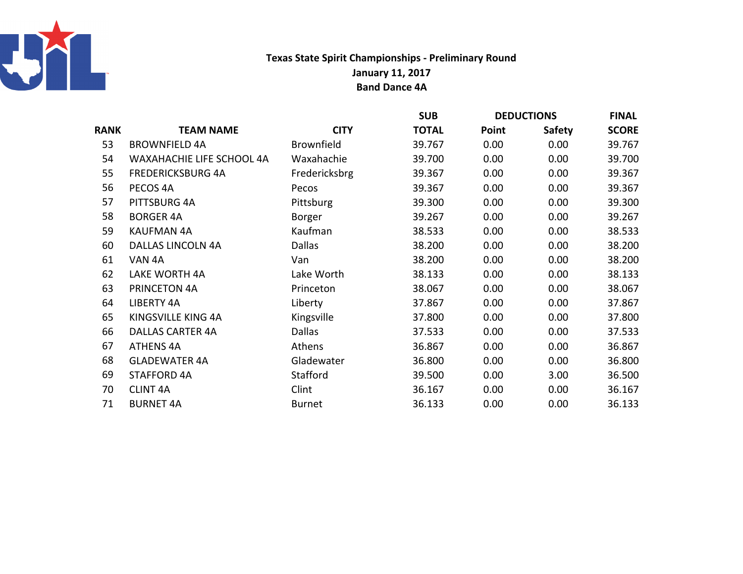**Texas State Spirit Championships - Preliminary Round**
**January 11, 2017**
**Band Dance 4A**

| RANK | TEAM NAME | CITY | SUB TOTAL | DEDUCTIONS Point | DEDUCTIONS Safety | FINAL SCORE |
|---|---|---|---|---|---|---|
| 53 | BROWNFIELD 4A | Brownfield | 39.767 | 0.00 | 0.00 | 39.767 |
| 54 | WAXAHACHIE LIFE SCHOOL 4A | Waxahachie | 39.700 | 0.00 | 0.00 | 39.700 |
| 55 | FREDERICKSBURG 4A | Fredericksbrg | 39.367 | 0.00 | 0.00 | 39.367 |
| 56 | PECOS 4A | Pecos | 39.367 | 0.00 | 0.00 | 39.367 |
| 57 | PITTSBURG 4A | Pittsburg | 39.300 | 0.00 | 0.00 | 39.300 |
| 58 | BORGER 4A | Borger | 39.267 | 0.00 | 0.00 | 39.267 |
| 59 | KAUFMAN 4A | Kaufman | 38.533 | 0.00 | 0.00 | 38.533 |
| 60 | DALLAS LINCOLN 4A | Dallas | 38.200 | 0.00 | 0.00 | 38.200 |
| 61 | VAN 4A | Van | 38.200 | 0.00 | 0.00 | 38.200 |
| 62 | LAKE WORTH 4A | Lake Worth | 38.133 | 0.00 | 0.00 | 38.133 |
| 63 | PRINCETON 4A | Princeton | 38.067 | 0.00 | 0.00 | 38.067 |
| 64 | LIBERTY 4A | Liberty | 37.867 | 0.00 | 0.00 | 37.867 |
| 65 | KINGSVILLE KING 4A | Kingsville | 37.800 | 0.00 | 0.00 | 37.800 |
| 66 | DALLAS CARTER 4A | Dallas | 37.533 | 0.00 | 0.00 | 37.533 |
| 67 | ATHENS 4A | Athens | 36.867 | 0.00 | 0.00 | 36.867 |
| 68 | GLADEWATER 4A | Gladewater | 36.800 | 0.00 | 0.00 | 36.800 |
| 69 | STAFFORD 4A | Stafford | 39.500 | 0.00 | 3.00 | 36.500 |
| 70 | CLINT 4A | Clint | 36.167 | 0.00 | 0.00 | 36.167 |
| 71 | BURNET 4A | Burnet | 36.133 | 0.00 | 0.00 | 36.133 |